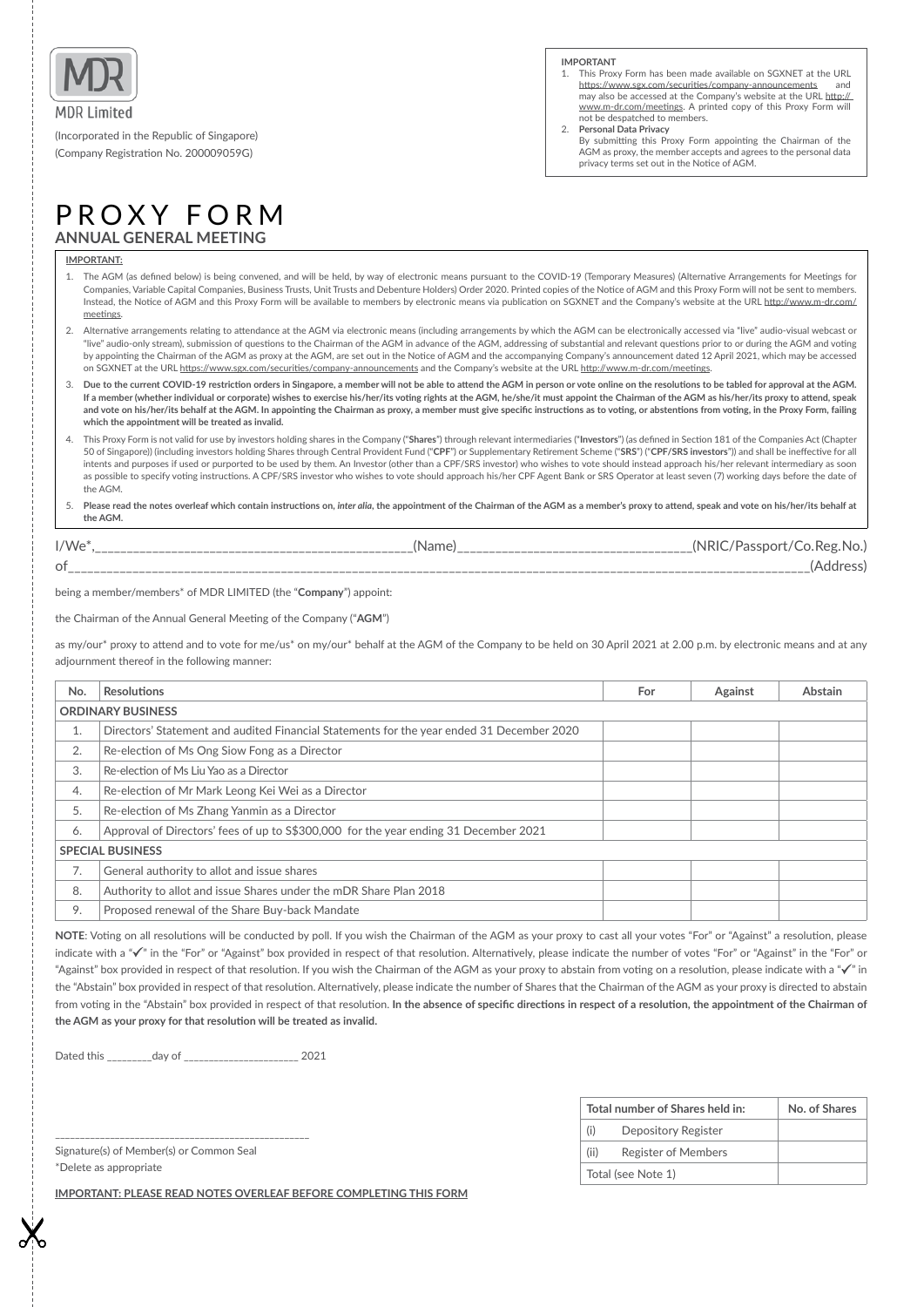MDR Limited

(Incorporated in the Republic of Singapore)
(Company Registration No. 200009059G)

**IMPORTANT**

1. This Proxy Form has been made available on SGXNET at the URL https://www.sgx.com/securities/company-announcements and may also be accessed at the Company's website at the URL http://www.m-dr.com/meetings. A printed copy of this Proxy Form will not be despatched to members.
2. **Personal Data Privacy**
   By submitting this Proxy Form appointing the Chairman of the AGM as proxy, the member accepts and agrees to the personal data privacy terms set out in the Notice of AGM.

# PROXY FORM

## ANNUAL GENERAL MEETING

**IMPORTANT:**

1. The AGM (as defined below) is being convened, and will be held, by way of electronic means pursuant to the COVID-19 (Temporary Measures) (Alternative Arrangements for Meetings for Companies, Variable Capital Companies, Business Trusts, Unit Trusts and Debenture Holders) Order 2020. Printed copies of the Notice of AGM and this Proxy Form will not be sent to members. Instead, the Notice of AGM and this Proxy Form will be available to members by electronic means via publication on SGXNET and the Company's website at the URL http://www.m-dr.com/meetings.
2. Alternative arrangements relating to attendance at the AGM via electronic means (including arrangements by which the AGM can be electronically accessed via "live" audio-visual webcast or "live" audio-only stream), submission of questions to the Chairman of the AGM in advance of the AGM, addressing of substantial and relevant questions prior to or during the AGM and voting by appointing the Chairman of the AGM as proxy at the AGM, are set out in the Notice of AGM and the accompanying Company's announcement dated 12 April 2021, which may be accessed on SGXNET at the URL https://www.sgx.com/securities/company-announcements and the Company's website at the URL http://www.m-dr.com/meetings.
3. **Due to the current COVID-19 restriction orders in Singapore, a member will not be able to attend the AGM in person or vote online on the resolutions to be tabled for approval at the AGM. If a member (whether individual or corporate) wishes to exercise his/her/its voting rights at the AGM, he/she/it must appoint the Chairman of the AGM as his/her/its proxy to attend, speak and vote on his/her/its behalf at the AGM. In appointing the Chairman as proxy, a member must give specific instructions as to voting, or abstentions from voting, in the Proxy Form, failing which the appointment will be treated as invalid.**
4. This Proxy Form is not valid for use by investors holding shares in the Company ("**Shares**") through relevant intermediaries ("**Investors**") (as defined in Section 181 of the Companies Act (Chapter 50 of Singapore)) (including investors holding Shares through Central Provident Fund ("**CPF**") or Supplementary Retirement Scheme ("**SRS**") ("**CPF/SRS investors**")) and shall be ineffective for all intents and purposes if used or purported to be used by them. An Investor (other than a CPF/SRS investor) who wishes to vote should instead approach his/her relevant intermediary as soon as possible to specify voting instructions. A CPF/SRS investor who wishes to vote should approach his/her CPF Agent Bank or SRS Operator at least seven (7) working days before the date of the AGM.
5. **Please read the notes overleaf which contain instructions on, *inter alia*, the appointment of the Chairman of the AGM as a member's proxy to attend, speak and vote on his/her/its behalf at the AGM.**

I/We*,_______________________________________________(Name)_________________________________(NRIC/Passport/Co.Reg.No.)

of_______________________________________________________________________________________________________(Address)

being a member/members* of MDR LIMITED (the "**Company**") appoint:

the Chairman of the Annual General Meeting of the Company ("**AGM**")

as my/our* proxy to attend and to vote for me/us* on my/our* behalf at the AGM of the Company to be held on 30 April 2021 at 2.00 p.m. by electronic means and at any adjournment thereof in the following manner:

| No. | Resolutions | For | Against | Abstain |
|---|---|---|---|---|
| **ORDINARY BUSINESS** | | | | |
| 1. | Directors' Statement and audited Financial Statements for the year ended 31 December 2020 | | | |
| 2. | Re-election of Ms Ong Siow Fong as a Director | | | |
| 3. | Re-election of Ms Liu Yao as a Director | | | |
| 4. | Re-election of Mr Mark Leong Kei Wei as a Director | | | |
| 5. | Re-election of Ms Zhang Yanmin as a Director | | | |
| 6. | Approval of Directors' fees of up to S$300,000 for the year ending 31 December 2021 | | | |
| **SPECIAL BUSINESS** | | | | |
| 7. | General authority to allot and issue shares | | | |
| 8. | Authority to allot and issue Shares under the mDR Share Plan 2018 | | | |
| 9. | Proposed renewal of the Share Buy-back Mandate | | | |

**NOTE**: Voting on all resolutions will be conducted by poll. If you wish the Chairman of the AGM as your proxy to cast all your votes "For" or "Against" a resolution, please indicate with a "✓" in the "For" or "Against" box provided in respect of that resolution. Alternatively, please indicate the number of votes "For" or "Against" in the "For" or "Against" box provided in respect of that resolution. If you wish the Chairman of the AGM as your proxy to abstain from voting on a resolution, please indicate with a "✓" in the "Abstain" box provided in respect of that resolution. Alternatively, please indicate the number of Shares that the Chairman of the AGM as your proxy is directed to abstain from voting in the "Abstain" box provided in respect of that resolution. **In the absence of specific directions in respect of a resolution, the appointment of the Chairman of the AGM as your proxy for that resolution will be treated as invalid.**

Dated this ________day of ____________________ 2021

| Total number of Shares held in: | | No. of Shares |
|---|---|---|
| (i) | Depository Register | |
| (ii) | Register of Members | |
| Total (see Note 1) | | |

_____________________________________________

Signature(s) of Member(s) or Common Seal

*Delete as appropriate

**IMPORTANT: PLEASE READ NOTES OVERLEAF BEFORE COMPLETING THIS FORM**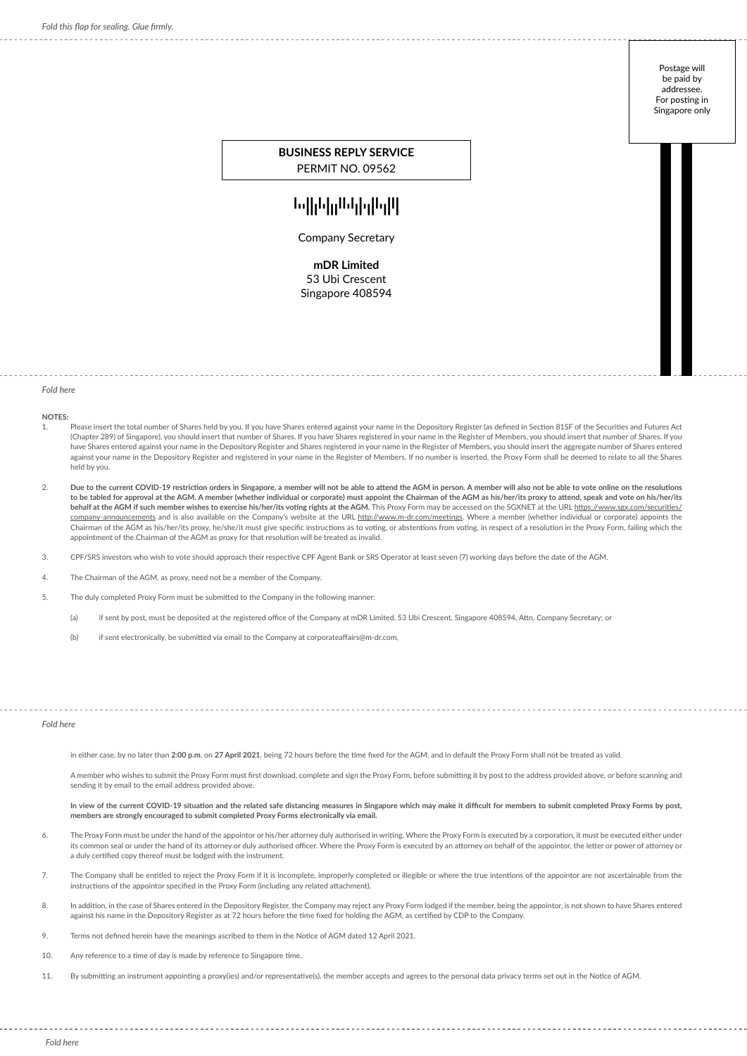*Fold this flap for sealing. Glue firmly.*

Postage will be paid by addressee. For posting in Singapore only

**BUSINESS REPLY SERVICE**
PERMIT NO. 09562

Company Secretary

**mDR Limited**
53 Ubi Crescent
Singapore 408594

*Fold here*

**NOTES:**

1. Please insert the total number of Shares held by you. If you have Shares entered against your name in the Depository Register (as defined in Section 81SF of the Securities and Futures Act (Chapter 289) of Singapore), you should insert that number of Shares. If you have Shares registered in your name in the Register of Members, you should insert that number of Shares. If you have Shares entered against your name in the Depository Register and Shares registered in your name in the Register of Members, you should insert the aggregate number of Shares entered against your name in the Depository Register and registered in your name in the Register of Members. If no number is inserted, the Proxy Form shall be deemed to relate to all the Shares held by you.

2. **Due to the current COVID-19 restriction orders in Singapore, a member will not be able to attend the AGM in person. A member will also not be able to vote online on the resolutions to be tabled for approval at the AGM. A member (whether individual or corporate) must appoint the Chairman of the AGM as his/her/its proxy to attend, speak and vote on his/her/its behalf at the AGM if such member wishes to exercise his/her/its voting rights at the AGM.** This Proxy Form may be accessed on the SGXNET at the URL https://www.sgx.com/securities/company-announcements and is also available on the Company's website at the URL http://www.m-dr.com/meetings. Where a member (whether individual or corporate) appoints the Chairman of the AGM as his/her/its proxy, he/she/it must give specific instructions as to voting, or abstentions from voting, in respect of a resolution in the Proxy Form, failing which the appointment of the Chairman of the AGM as proxy for that resolution will be treated as invalid.

3. CPF/SRS investors who wish to vote should approach their respective CPF Agent Bank or SRS Operator at least seven (7) working days before the date of the AGM.

4. The Chairman of the AGM, as proxy, need not be a member of the Company.

5. The duly completed Proxy Form must be submitted to the Company in the following manner:

   (a) if sent by post, must be deposited at the registered office of the Company at mDR Limited, 53 Ubi Crescent, Singapore 408594, Attn. Company Secretary; or

   (b) if sent electronically, be submitted via email to the Company at corporateaffairs@m-dr.com,

*Fold here*

   in either case, by no later than **2:00 p.m**. on **27 April 2021**, being 72 hours before the time fixed for the AGM, and in default the Proxy Form shall not be treated as valid.

   A member who wishes to submit the Proxy Form must first download, complete and sign the Proxy Form, before submitting it by post to the address provided above, or before scanning and sending it by email to the email address provided above.

   **In view of the current COVID-19 situation and the related safe distancing measures in Singapore which may make it difficult for members to submit completed Proxy Forms by post, members are strongly encouraged to submit completed Proxy Forms electronically via email.**

6. The Proxy Form must be under the hand of the appointor or his/her attorney duly authorised in writing. Where the Proxy Form is executed by a corporation, it must be executed either under its common seal or under the hand of its attorney or duly authorised officer. Where the Proxy Form is executed by an attorney on behalf of the appointor, the letter or power of attorney or a duly certified copy thereof must be lodged with the instrument.

7. The Company shall be entitled to reject the Proxy Form if it is incomplete, improperly completed or illegible or where the true intentions of the appointor are not ascertainable from the instructions of the appointor specified in the Proxy Form (including any related attachment).

8. In addition, in the case of Shares entered in the Depository Register, the Company may reject any Proxy Form lodged if the member, being the appointor, is not shown to have Shares entered against his name in the Depository Register as at 72 hours before the time fixed for holding the AGM, as certified by CDP to the Company.

9. Terms not defined herein have the meanings ascribed to them in the Notice of AGM dated 12 April 2021.

10. Any reference to a time of day is made by reference to Singapore time.

11. By submitting an instrument appointing a proxy(ies) and/or representative(s), the member accepts and agrees to the personal data privacy terms set out in the Notice of AGM.

*Fold here*